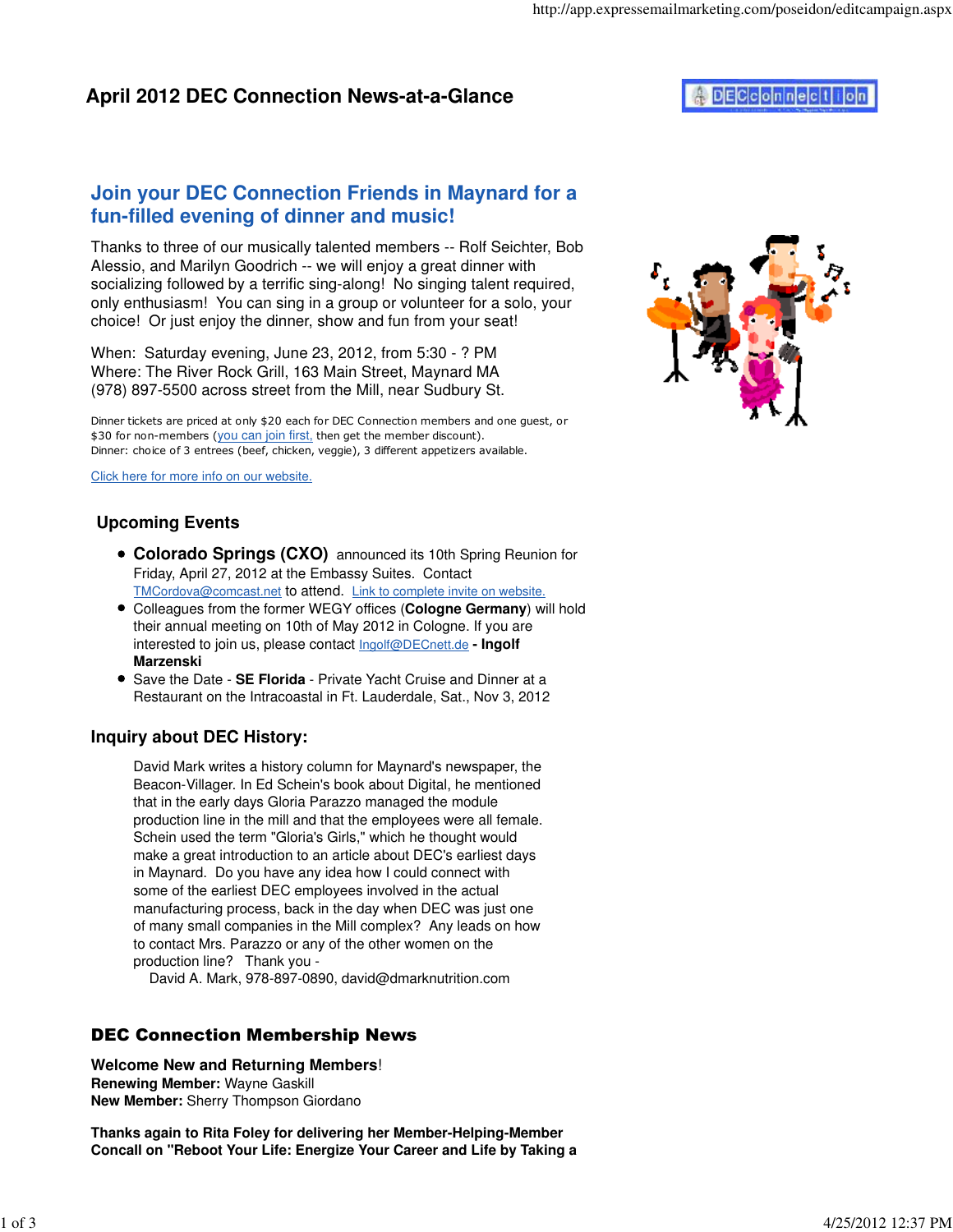# April 2012 DEC Connection News-at-a-Glance

## Join your DEC Connection Friends in Maynard for a fun-filled evening of dinner and music!

Thanks to three of our musically talented members -- Rolf Seichter, Bob Alessio, and Marilyn Goodrich -- we will enjoy a great dinner with socializing followed by a terrific sing-along! No singing talent required, only enthusiasm! You can sing in a group or volunteer for a solo, your choice! Or just enjoy the dinner, show and fun from your seat!

When: Saturday evening, June 23, 2012, from 5:30 - ? PM
Where: The River Rock Grill, 163 Main Street, Maynard MA
(978) 897-5500 across street from the Mill, near Sudbury St.

Dinner tickets are priced at only $20 each for DEC Connection members and one guest, or $30 for non-members (you can join first, then get the member discount).
Dinner: choice of 3 entrees (beef, chicken, veggie), 3 different appetizers available.

Click here for more info on our website.

### Upcoming Events

- **Colorado Springs (CXO)** announced its 10th Spring Reunion for Friday, April 27, 2012 at the Embassy Suites. Contact TMCordova@comcast.net to attend. Link to complete invite on website.
- Colleagues from the former WEGY offices (**Cologne Germany**) will hold their annual meeting on 10th of May 2012 in Cologne. If you are interested to join us, please contact Ingolf@DECnett.de **- Ingolf Marzenski**
- Save the Date - **SE Florida** - Private Yacht Cruise and Dinner at a Restaurant on the Intracoastal in Ft. Lauderdale, Sat., Nov 3, 2012

### Inquiry about DEC History:

David Mark writes a history column for Maynard's newspaper, the Beacon-Villager. In Ed Schein's book about Digital, he mentioned that in the early days Gloria Parazzo managed the module production line in the mill and that the employees were all female. Schein used the term "Gloria's Girls," which he thought would make a great introduction to an article about DEC's earliest days in Maynard. Do you have any idea how I could connect with some of the earliest DEC employees involved in the actual manufacturing process, back in the day when DEC was just one of many small companies in the Mill complex? Any leads on how to contact Mrs. Parazzo or any of the other women on the production line? Thank you -
David A. Mark, 978-897-0890, david@dmarknutrition.com

### DEC Connection Membership News

**Welcome New and Returning Members**!
**Renewing Member:** Wayne Gaskill
**New Member:** Sherry Thompson Giordano

**Thanks again to Rita Foley for delivering her Member-Helping-Member Concall on "Reboot Your Life: Energize Your Career and Life by Taking a**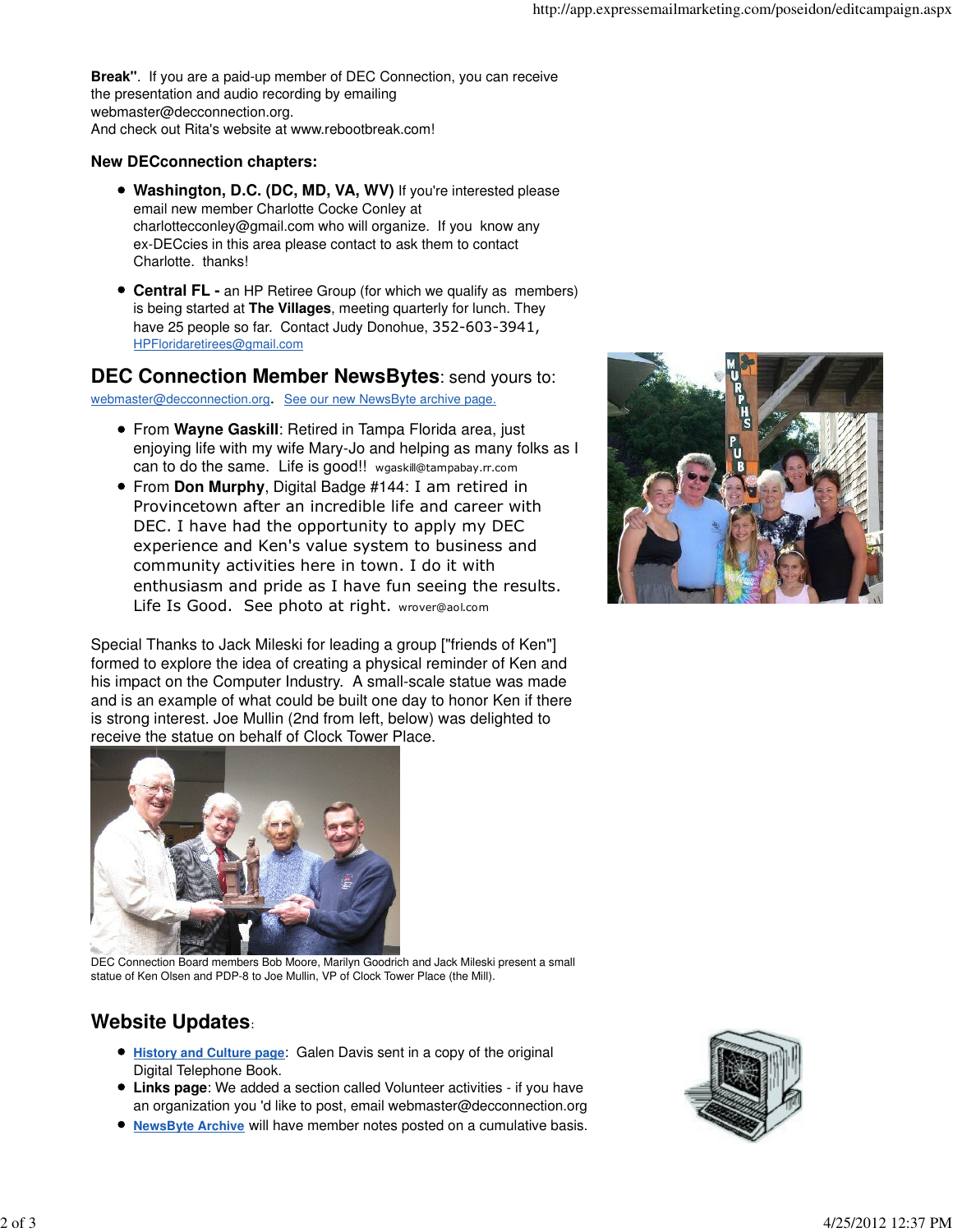**Break"**. If you are a paid-up member of DEC Connection, you can receive the presentation and audio recording by emailing webmaster@decconnection.org.
And check out Rita's website at www.rebootbreak.com!

**New DECconnection chapters:**

- **Washington, D.C. (DC, MD, VA, WV)** If you're interested please email new member Charlotte Cocke Conley at charlottecconley@gmail.com who will organize. If you know any ex-DECcies in this area please contact to ask them to contact Charlotte. thanks!
- **Central FL -** an HP Retiree Group (for which we qualify as members) is being started at **The Villages**, meeting quarterly for lunch. They have 25 people so far. Contact Judy Donohue, 352-603-3941, HPFloridaretirees@gmail.com

## DEC Connection Member NewsBytes: send yours to:

webmaster@decconnection.org. See our new NewsByte archive page.

- From **Wayne Gaskill**: Retired in Tampa Florida area, just enjoying life with my wife Mary-Jo and helping as many folks as I can to do the same. Life is good!! wgaskill@tampabay.rr.com
- From **Don Murphy**, Digital Badge #144: I am retired in Provincetown after an incredible life and career with DEC. I have had the opportunity to apply my DEC experience and Ken's value system to business and community activities here in town. I do it with enthusiasm and pride as I have fun seeing the results. Life Is Good. See photo at right. wrover@aol.com

Special Thanks to Jack Mileski for leading a group ["friends of Ken"] formed to explore the idea of creating a physical reminder of Ken and his impact on the Computer Industry. A small-scale statue was made and is an example of what could be built one day to honor Ken if there is strong interest. Joe Mullin (2nd from left, below) was delighted to receive the statue on behalf of Clock Tower Place.

DEC Connection Board members Bob Moore, Marilyn Goodrich and Jack Mileski present a small statue of Ken Olsen and PDP-8 to Joe Mullin, VP of Clock Tower Place (the Mill).

## Website Updates:

- **History and Culture page**: Galen Davis sent in a copy of the original Digital Telephone Book.
- **Links page**: We added a section called Volunteer activities - if you have an organization you 'd like to post, email webmaster@decconnection.org
- **NewsByte Archive** will have member notes posted on a cumulative basis.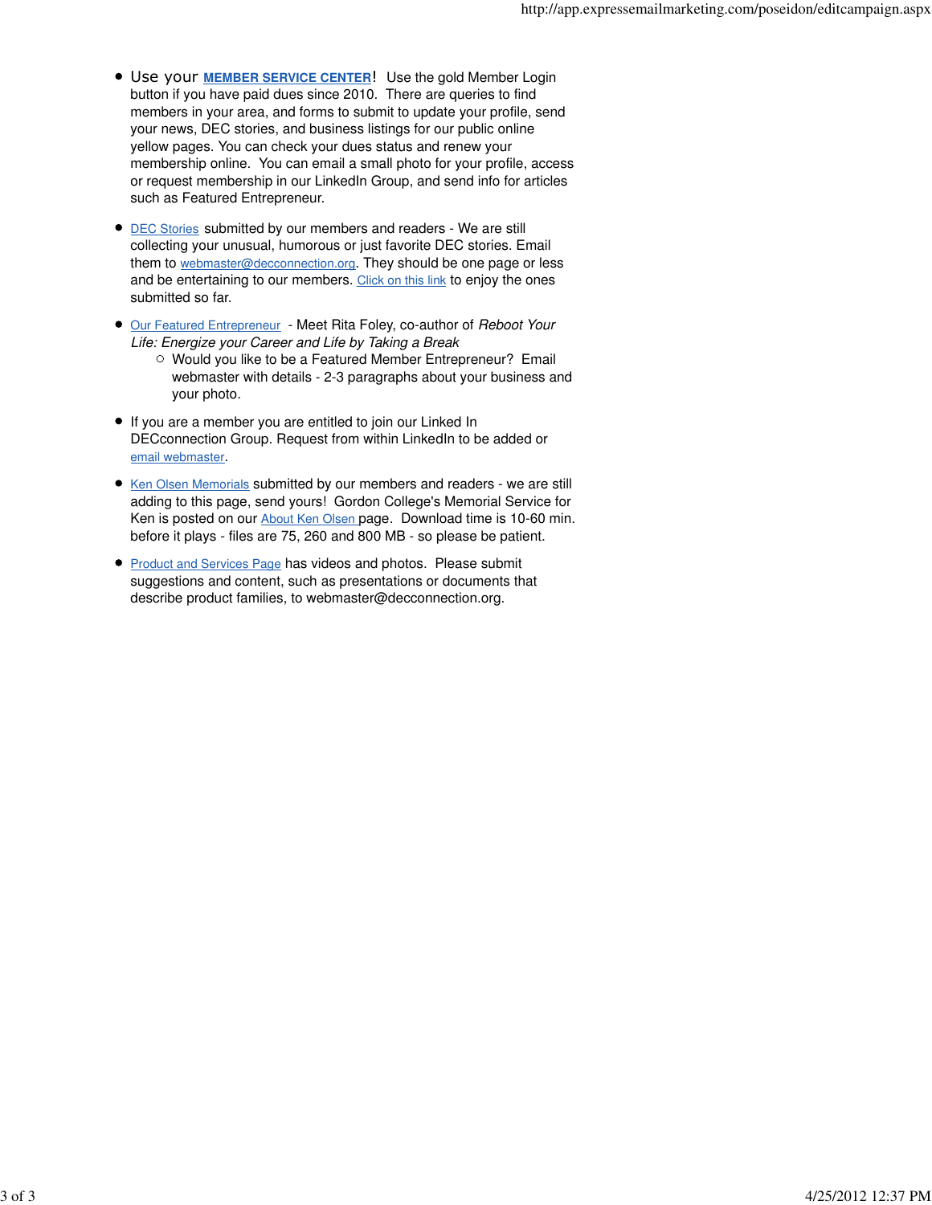- Use your **MEMBER SERVICE CENTER**! Use the gold Member Login button if you have paid dues since 2010. There are queries to find members in your area, and forms to submit to update your profile, send your news, DEC stories, and business listings for our public online yellow pages. You can check your dues status and renew your membership online. You can email a small photo for your profile, access or request membership in our LinkedIn Group, and send info for articles such as Featured Entrepreneur.

- DEC Stories submitted by our members and readers - We are still collecting your unusual, humorous or just favorite DEC stories. Email them to webmaster@decconnection.org. They should be one page or less and be entertaining to our members. Click on this link to enjoy the ones submitted so far.

- Our Featured Entrepreneur - Meet Rita Foley, co-author of *Reboot Your Life: Energize your Career and Life by Taking a Break*
  - Would you like to be a Featured Member Entrepreneur? Email webmaster with details - 2-3 paragraphs about your business and your photo.

- If you are a member you are entitled to join our Linked In DECconnection Group. Request from within LinkedIn to be added or email webmaster.

- Ken Olsen Memorials submitted by our members and readers - we are still adding to this page, send yours! Gordon College's Memorial Service for Ken is posted on our About Ken Olsen page. Download time is 10-60 min. before it plays - files are 75, 260 and 800 MB - so please be patient.

- Product and Services Page has videos and photos. Please submit suggestions and content, such as presentations or documents that describe product families, to webmaster@decconnection.org.